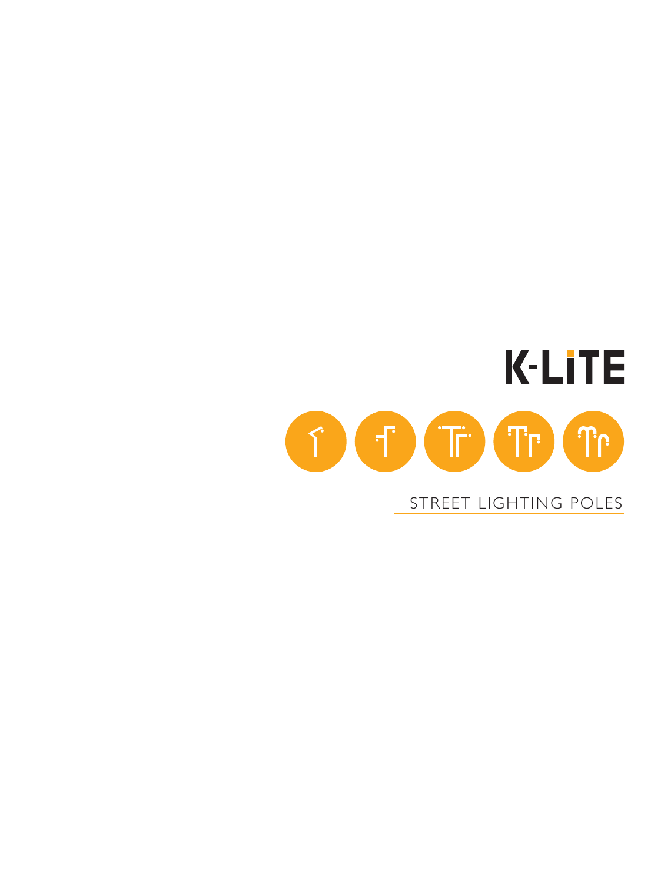# K-LiTE

STREET LIGHTING POLES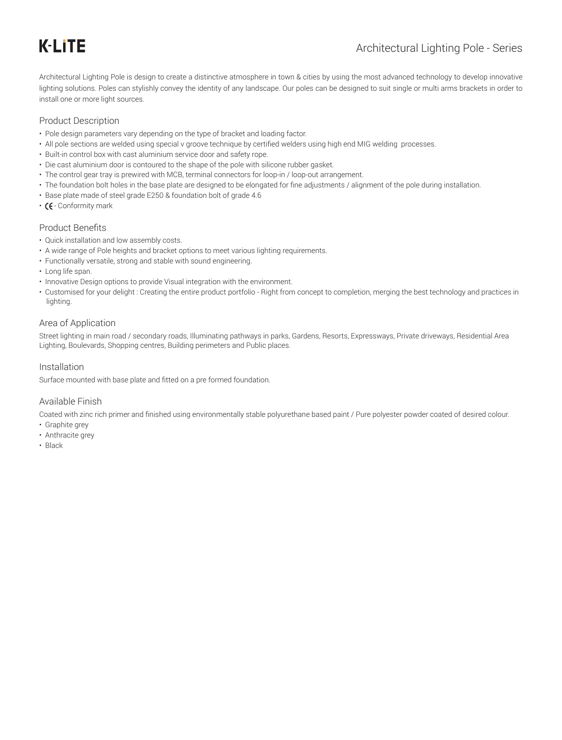K-LiTE

# Architectural Lighting Pole - Series

Architectural Lighting Pole is design to create a distinctive atmosphere in town & cities by using the most advanced technology to develop innovative lighting solutions. Poles can stylishly convey the identity of any landscape. Our poles can be designed to suit single or multi arms brackets in order to install one or more light sources.

## Product Description

- Pole design parameters vary depending on the type of bracket and loading factor.
- All pole sections are welded using special v groove technique by certified welders using high end MIG welding processes.
- Built-in control box with cast aluminium service door and safety rope.
- Die cast aluminium door is contoured to the shape of the pole with silicone rubber gasket.
- The control gear tray is prewired with MCB, terminal connectors for loop-in / loop-out arrangement.
- The foundation bolt holes in the base plate are designed to be elongated for fine adjustments / alignment of the pole during installation.
- Base plate made of steel grade E250 & foundation bolt of grade 4.6
- CE - Conformity mark

## Product Benefits

- Quick installation and low assembly costs.
- A wide range of Pole heights and bracket options to meet various lighting requirements.
- Functionally versatile, strong and stable with sound engineering.
- Long life span.
- Innovative Design options to provide Visual integration with the environment.
- Customised for your delight : Creating the entire product portfolio - Right from concept to completion, merging the best technology and practices in lighting.

## Area of Application

Street lighting in main road / secondary roads, Illuminating pathways in parks, Gardens, Resorts, Expressways, Private driveways, Residential Area Lighting, Boulevards, Shopping centres, Building perimeters and Public places.

## Installation

Surface mounted with base plate and fitted on a pre formed foundation.

## Available Finish

Coated with zinc rich primer and finished using environmentally stable polyurethane based paint / Pure polyester powder coated of desired colour.

- Graphite grey
- Anthracite grey
- Black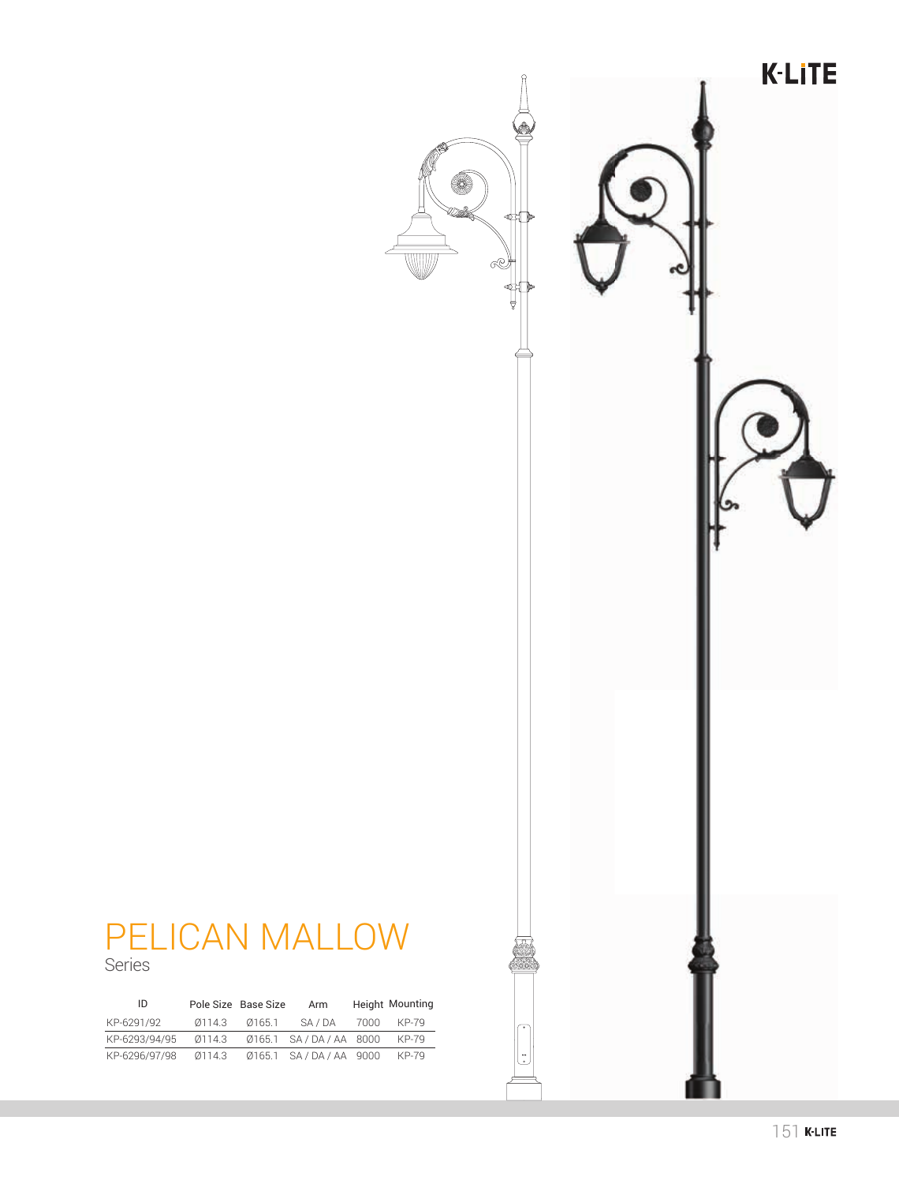# PELICAN MALLOW

Series

| ID | Pole Size | Base Size | Arm | Height | Mounting |
|---|---|---|---|---|---|
| KP-6291/92 | Ø114.3 | Ø165.1 | SA / DA | 7000 | KP-79 |
| KP-6293/94/95 | Ø114.3 | Ø165.1 | SA / DA / AA | 8000 | KP-79 |
| KP-6296/97/98 | Ø114.3 | Ø165.1 | SA / DA / AA | 9000 | KP-79 |